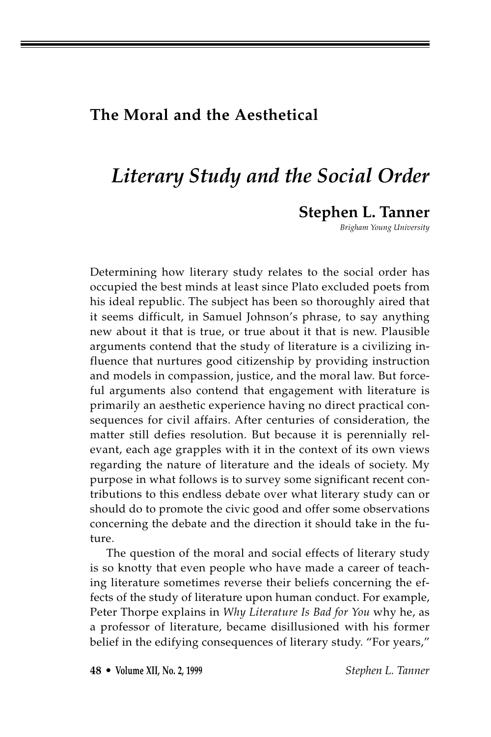## The Moral and the Aesthetical

# *Literary Study and the Social Order*

**Stephen L. Tanner**

*Brigham Young University*

Determining how literary study relates to the social order has occupied the best minds at least since Plato excluded poets from his ideal republic. The subject has been so thoroughly aired that it seems difficult, in Samuel Johnson's phrase, to say anything new about it that is true, or true about it that is new. Plausible arguments contend that the study of literature is a civilizing influence that nurtures good citizenship by providing instruction and models in compassion, justice, and the moral law. But forceful arguments also contend that engagement with literature is primarily an aesthetic experience having no direct practical consequences for civil affairs. After centuries of consideration, the matter still defies resolution. But because it is perennially relevant, each age grapples with it in the context of its own views regarding the nature of literature and the ideals of society. My purpose in what follows is to survey some significant recent contributions to this endless debate over what literary study can or should do to promote the civic good and offer some observations concerning the debate and the direction it should take in the future.

The question of the moral and social effects of literary study is so knotty that even people who have made a career of teaching literature sometimes reverse their beliefs concerning the effects of the study of literature upon human conduct. For example, Peter Thorpe explains in *Why Literature Is Bad for You* why he, as a professor of literature, became disillusioned with his former belief in the edifying consequences of literary study. "For years,"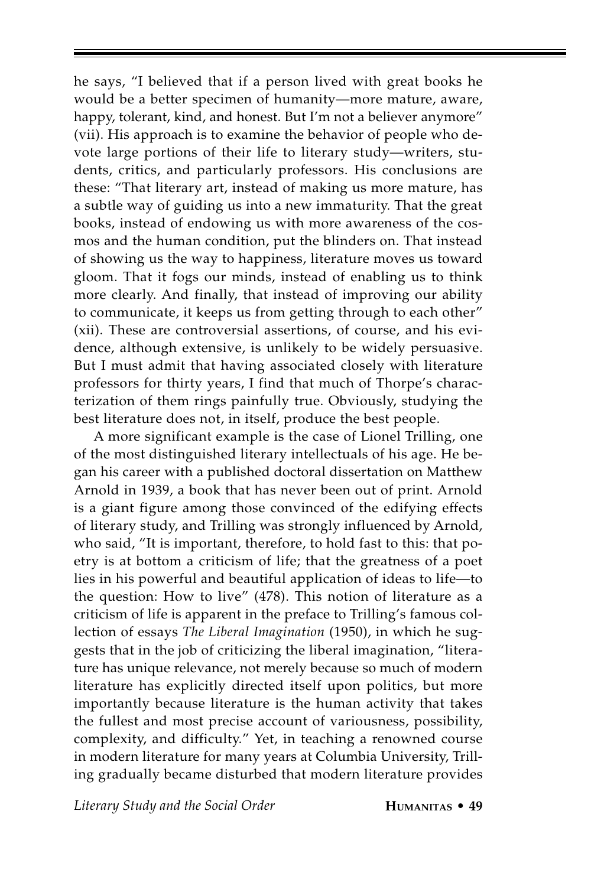he says, "I believed that if a person lived with great books he would be a better specimen of humanity—more mature, aware, happy, tolerant, kind, and honest. But I'm not a believer anymore" (vii). His approach is to examine the behavior of people who devote large portions of their life to literary study—writers, students, critics, and particularly professors. His conclusions are these: "That literary art, instead of making us more mature, has a subtle way of guiding us into a new immaturity. That the great books, instead of endowing us with more awareness of the cosmos and the human condition, put the blinders on. That instead of showing us the way to happiness, literature moves us toward gloom. That it fogs our minds, instead of enabling us to think more clearly. And finally, that instead of improving our ability to communicate, it keeps us from getting through to each other" (xii). These are controversial assertions, of course, and his evidence, although extensive, is unlikely to be widely persuasive. But I must admit that having associated closely with literature professors for thirty years, I find that much of Thorpe's characterization of them rings painfully true. Obviously, studying the best literature does not, in itself, produce the best people.

A more significant example is the case of Lionel Trilling, one of the most distinguished literary intellectuals of his age. He began his career with a published doctoral dissertation on Matthew Arnold in 1939, a book that has never been out of print. Arnold is a giant figure among those convinced of the edifying effects of literary study, and Trilling was strongly influenced by Arnold, who said, "It is important, therefore, to hold fast to this: that poetry is at bottom a criticism of life; that the greatness of a poet lies in his powerful and beautiful application of ideas to life—to the question: How to live" (478). This notion of literature as a criticism of life is apparent in the preface to Trilling's famous collection of essays *The Liberal Imagination* (1950), in which he suggests that in the job of criticizing the liberal imagination, "literature has unique relevance, not merely because so much of modern literature has explicitly directed itself upon politics, but more importantly because literature is the human activity that takes the fullest and most precise account of variousness, possibility, complexity, and difficulty." Yet, in teaching a renowned course in modern literature for many years at Columbia University, Trilling gradually became disturbed that modern literature provides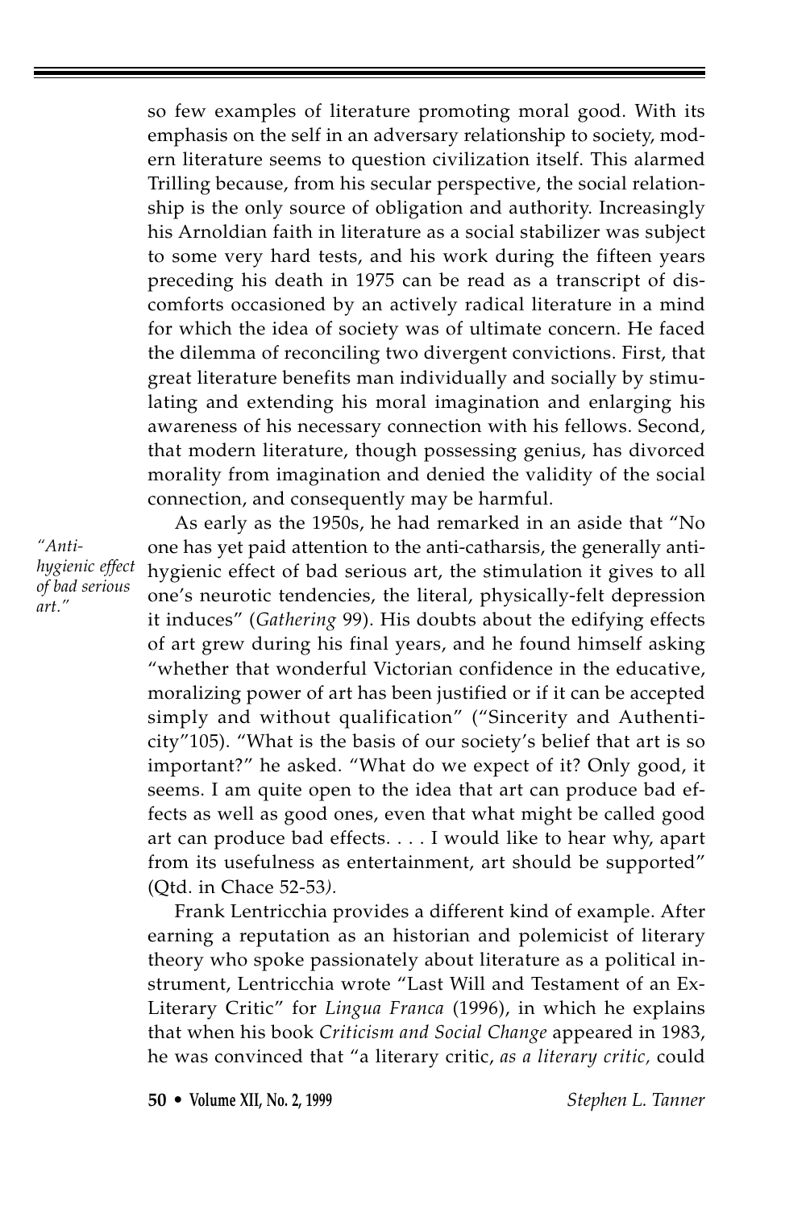so few examples of literature promoting moral good. With its emphasis on the self in an adversary relationship to society, modern literature seems to question civilization itself. This alarmed Trilling because, from his secular perspective, the social relationship is the only source of obligation and authority. Increasingly his Arnoldian faith in literature as a social stabilizer was subject to some very hard tests, and his work during the fifteen years preceding his death in 1975 can be read as a transcript of discomforts occasioned by an actively radical literature in a mind for which the idea of society was of ultimate concern. He faced the dilemma of reconciling two divergent convictions. First, that great literature benefits man individually and socially by stimulating and extending his moral imagination and enlarging his awareness of his necessary connection with his fellows. Second, that modern literature, though possessing genius, has divorced morality from imagination and denied the validity of the social connection, and consequently may be harmful.

*"Anti-hygienic effect of bad serious art."*

As early as the 1950s, he had remarked in an aside that "No one has yet paid attention to the anti-catharsis, the generally anti-hygienic effect of bad serious art, the stimulation it gives to all one's neurotic tendencies, the literal, physically-felt depression it induces" (*Gathering* 99). His doubts about the edifying effects of art grew during his final years, and he found himself asking "whether that wonderful Victorian confidence in the educative, moralizing power of art has been justified or if it can be accepted simply and without qualification" ("Sincerity and Authenticity"105). "What is the basis of our society's belief that art is so important?" he asked. "What do we expect of it? Only good, it seems. I am quite open to the idea that art can produce bad effects as well as good ones, even that what might be called good art can produce bad effects. . . . I would like to hear why, apart from its usefulness as entertainment, art should be supported" (Qtd. in Chace 52-53*).*

Frank Lentricchia provides a different kind of example. After earning a reputation as an historian and polemicist of literary theory who spoke passionately about literature as a political instrument, Lentricchia wrote "Last Will and Testament of an Ex-Literary Critic" for *Lingua Franca* (1996), in which he explains that when his book *Criticism and Social Change* appeared in 1983, he was convinced that "a literary critic, *as a literary critic,* could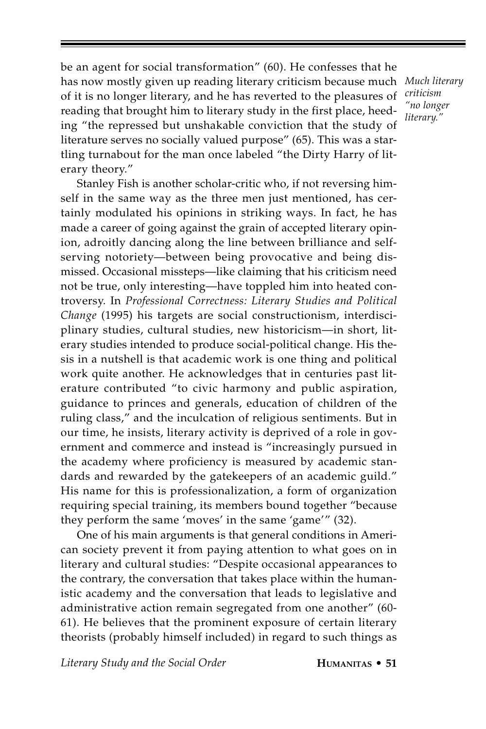be an agent for social transformation" (60). He confesses that he has now mostly given up reading literary criticism because much of it is no longer literary, and he has reverted to the pleasures of reading that brought him to literary study in the first place, heeding "the repressed but unshakable conviction that the study of literature serves no socially valued purpose" (65). This was a startling turnabout for the man once labeled "the Dirty Harry of literary theory."

*Much literary criticism "no longer literary."*

Stanley Fish is another scholar-critic who, if not reversing himself in the same way as the three men just mentioned, has certainly modulated his opinions in striking ways. In fact, he has made a career of going against the grain of accepted literary opinion, adroitly dancing along the line between brilliance and self-serving notoriety—between being provocative and being dismissed. Occasional missteps—like claiming that his criticism need not be true, only interesting—have toppled him into heated controversy. In *Professional Correctness: Literary Studies and Political Change* (1995) his targets are social constructionism, interdisciplinary studies, cultural studies, new historicism—in short, literary studies intended to produce social-political change. His thesis in a nutshell is that academic work is one thing and political work quite another. He acknowledges that in centuries past literature contributed "to civic harmony and public aspiration, guidance to princes and generals, education of children of the ruling class," and the inculcation of religious sentiments. But in our time, he insists, literary activity is deprived of a role in government and commerce and instead is "increasingly pursued in the academy where proficiency is measured by academic standards and rewarded by the gatekeepers of an academic guild." His name for this is professionalization, a form of organization requiring special training, its members bound together "because they perform the same 'moves' in the same 'game'" (32).

One of his main arguments is that general conditions in American society prevent it from paying attention to what goes on in literary and cultural studies: "Despite occasional appearances to the contrary, the conversation that takes place within the humanistic academy and the conversation that leads to legislative and administrative action remain segregated from one another" (60-61). He believes that the prominent exposure of certain literary theorists (probably himself included) in regard to such things as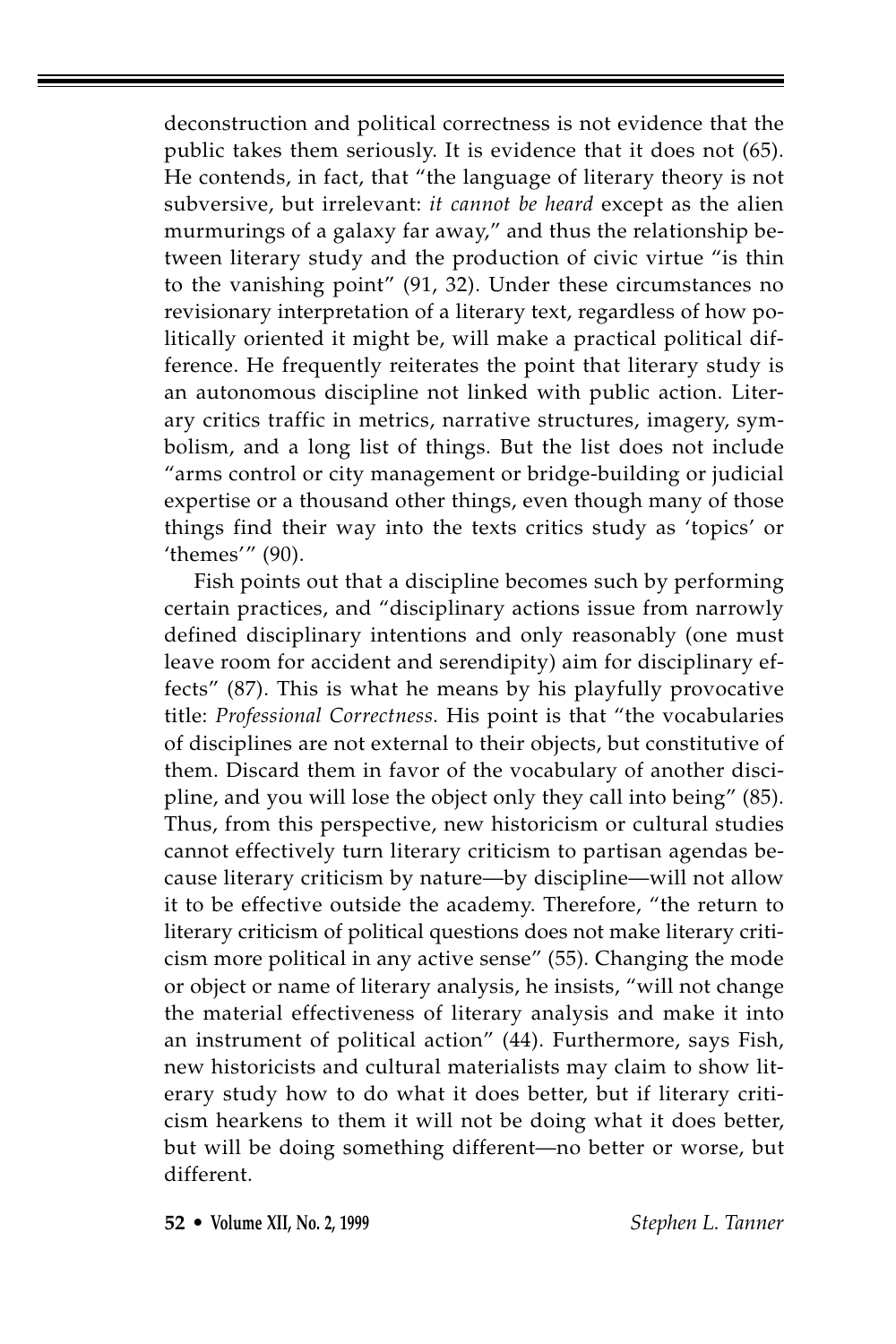deconstruction and political correctness is not evidence that the public takes them seriously. It is evidence that it does not (65). He contends, in fact, that "the language of literary theory is not subversive, but irrelevant: *it cannot be heard* except as the alien murmurings of a galaxy far away," and thus the relationship between literary study and the production of civic virtue "is thin to the vanishing point" (91, 32). Under these circumstances no revisionary interpretation of a literary text, regardless of how politically oriented it might be, will make a practical political difference. He frequently reiterates the point that literary study is an autonomous discipline not linked with public action. Literary critics traffic in metrics, narrative structures, imagery, symbolism, and a long list of things. But the list does not include "arms control or city management or bridge-building or judicial expertise or a thousand other things, even though many of those things find their way into the texts critics study as 'topics' or 'themes'" (90).

Fish points out that a discipline becomes such by performing certain practices, and "disciplinary actions issue from narrowly defined disciplinary intentions and only reasonably (one must leave room for accident and serendipity) aim for disciplinary effects" (87). This is what he means by his playfully provocative title: *Professional Correctness.* His point is that "the vocabularies of disciplines are not external to their objects, but constitutive of them. Discard them in favor of the vocabulary of another discipline, and you will lose the object only they call into being" (85). Thus, from this perspective, new historicism or cultural studies cannot effectively turn literary criticism to partisan agendas because literary criticism by nature—by discipline—will not allow it to be effective outside the academy. Therefore, "the return to literary criticism of political questions does not make literary criticism more political in any active sense" (55). Changing the mode or object or name of literary analysis, he insists, "will not change the material effectiveness of literary analysis and make it into an instrument of political action" (44). Furthermore, says Fish, new historicists and cultural materialists may claim to show literary study how to do what it does better, but if literary criticism hearkens to them it will not be doing what it does better, but will be doing something different—no better or worse, but different.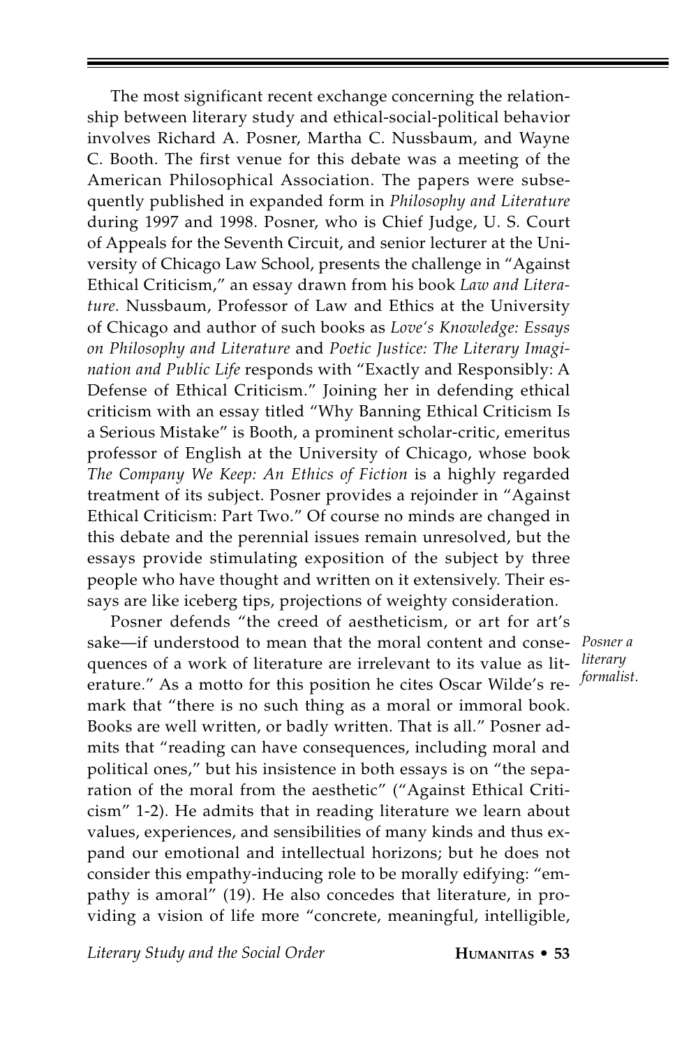The most significant recent exchange concerning the relationship between literary study and ethical-social-political behavior involves Richard A. Posner, Martha C. Nussbaum, and Wayne C. Booth. The first venue for this debate was a meeting of the American Philosophical Association. The papers were subsequently published in expanded form in *Philosophy and Literature* during 1997 and 1998. Posner, who is Chief Judge, U. S. Court of Appeals for the Seventh Circuit, and senior lecturer at the University of Chicago Law School, presents the challenge in "Against Ethical Criticism," an essay drawn from his book *Law and Literature.* Nussbaum, Professor of Law and Ethics at the University of Chicago and author of such books as *Love's Knowledge: Essays on Philosophy and Literature* and *Poetic Justice: The Literary Imagination and Public Life* responds with "Exactly and Responsibly: A Defense of Ethical Criticism." Joining her in defending ethical criticism with an essay titled "Why Banning Ethical Criticism Is a Serious Mistake" is Booth, a prominent scholar-critic, emeritus professor of English at the University of Chicago, whose book *The Company We Keep: An Ethics of Fiction* is a highly regarded treatment of its subject. Posner provides a rejoinder in "Against Ethical Criticism: Part Two." Of course no minds are changed in this debate and the perennial issues remain unresolved, but the essays provide stimulating exposition of the subject by three people who have thought and written on it extensively. Their essays are like iceberg tips, projections of weighty consideration.

*Posner a literary formalist.*

Posner defends "the creed of aestheticism, or art for art's sake—if understood to mean that the moral content and consequences of a work of literature are irrelevant to its value as literature." As a motto for this position he cites Oscar Wilde's remark that "there is no such thing as a moral or immoral book. Books are well written, or badly written. That is all." Posner admits that "reading can have consequences, including moral and political ones," but his insistence in both essays is on "the separation of the moral from the aesthetic" ("Against Ethical Criticism" 1-2). He admits that in reading literature we learn about values, experiences, and sensibilities of many kinds and thus expand our emotional and intellectual horizons; but he does not consider this empathy-inducing role to be morally edifying: "empathy is amoral" (19). He also concedes that literature, in providing a vision of life more "concrete, meaningful, intelligible,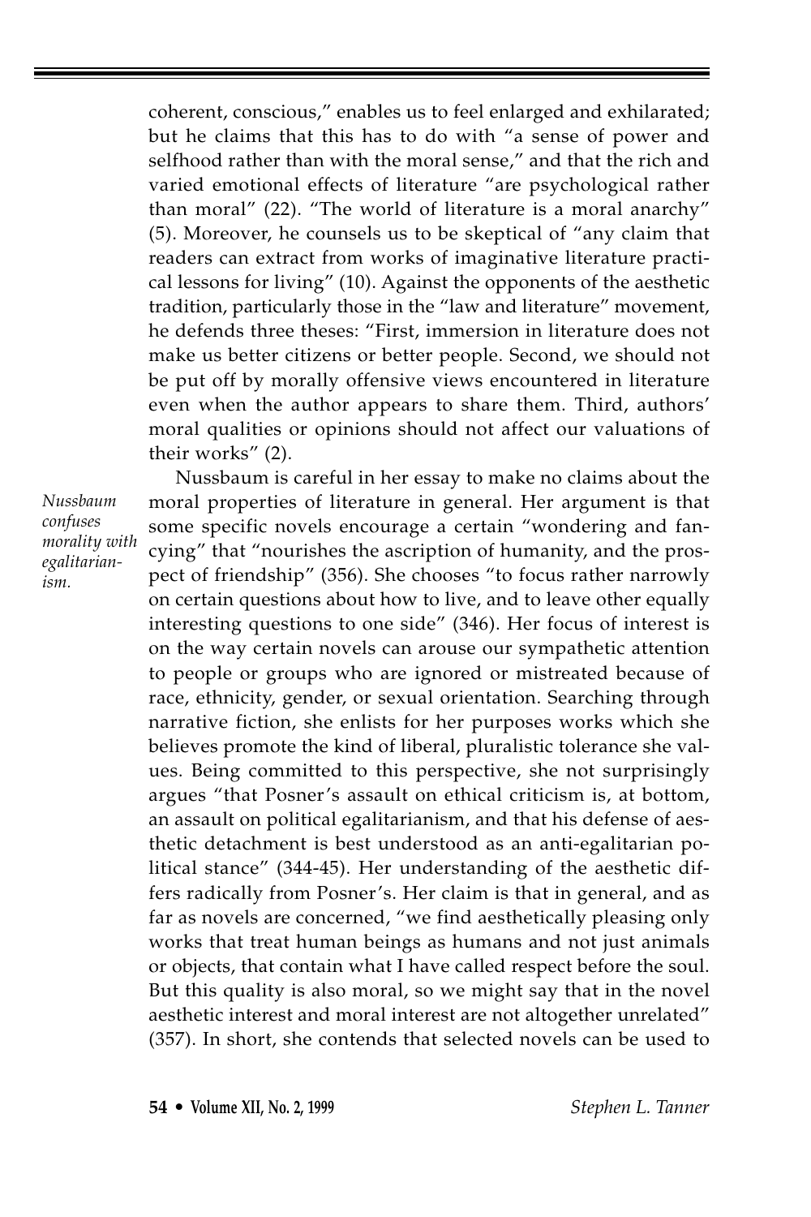coherent, conscious," enables us to feel enlarged and exhilarated; but he claims that this has to do with "a sense of power and selfhood rather than with the moral sense," and that the rich and varied emotional effects of literature "are psychological rather than moral" (22). "The world of literature is a moral anarchy" (5). Moreover, he counsels us to be skeptical of "any claim that readers can extract from works of imaginative literature practical lessons for living" (10). Against the opponents of the aesthetic tradition, particularly those in the "law and literature" movement, he defends three theses: "First, immersion in literature does not make us better citizens or better people. Second, we should not be put off by morally offensive views encountered in literature even when the author appears to share them. Third, authors' moral qualities or opinions should not affect our valuations of their works" (2).

*Nussbaum confuses morality with egalitarianism.*

Nussbaum is careful in her essay to make no claims about the moral properties of literature in general. Her argument is that some specific novels encourage a certain "wondering and fancying" that "nourishes the ascription of humanity, and the prospect of friendship" (356). She chooses "to focus rather narrowly on certain questions about how to live, and to leave other equally interesting questions to one side" (346). Her focus of interest is on the way certain novels can arouse our sympathetic attention to people or groups who are ignored or mistreated because of race, ethnicity, gender, or sexual orientation. Searching through narrative fiction, she enlists for her purposes works which she believes promote the kind of liberal, pluralistic tolerance she values. Being committed to this perspective, she not surprisingly argues "that Posner's assault on ethical criticism is, at bottom, an assault on political egalitarianism, and that his defense of aesthetic detachment is best understood as an anti-egalitarian political stance" (344-45). Her understanding of the aesthetic differs radically from Posner's. Her claim is that in general, and as far as novels are concerned, "we find aesthetically pleasing only works that treat human beings as humans and not just animals or objects, that contain what I have called respect before the soul. But this quality is also moral, so we might say that in the novel aesthetic interest and moral interest are not altogether unrelated" (357). In short, she contends that selected novels can be used to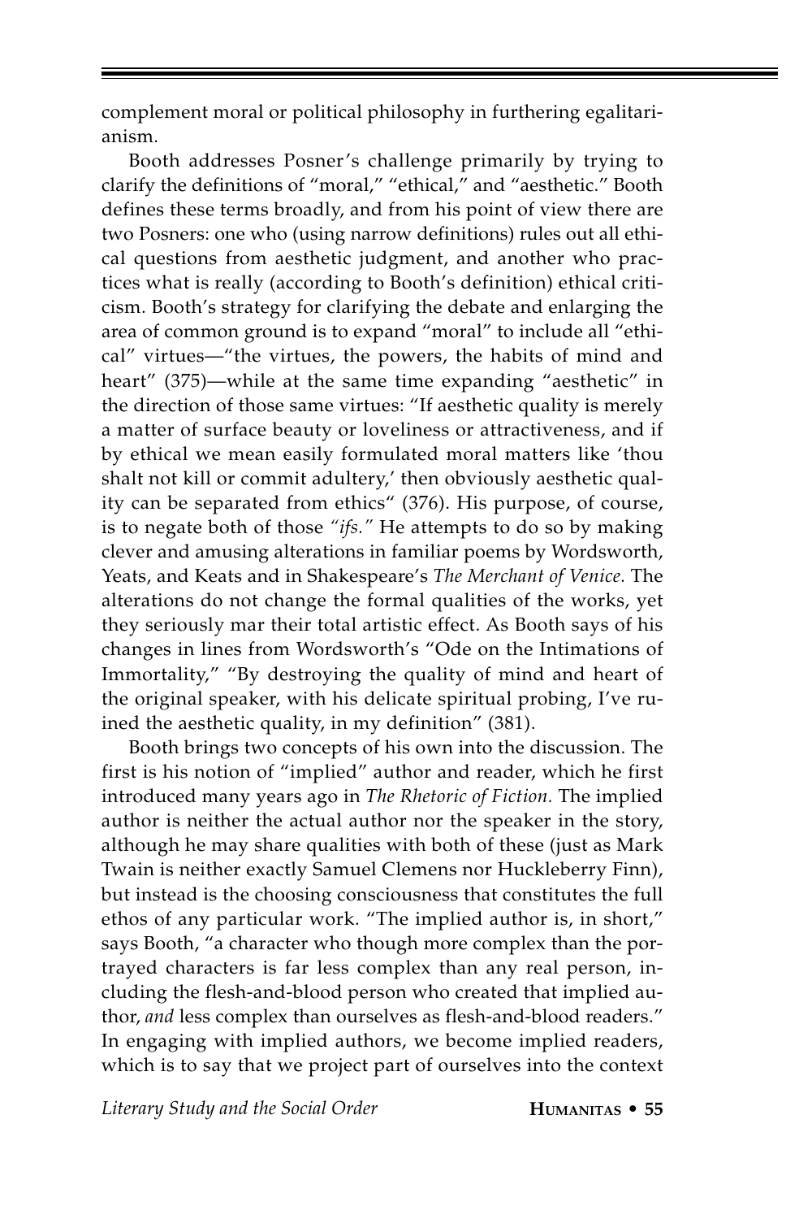complement moral or political philosophy in furthering egalitarianism.

Booth addresses Posner's challenge primarily by trying to clarify the definitions of "moral," "ethical," and "aesthetic." Booth defines these terms broadly, and from his point of view there are two Posners: one who (using narrow definitions) rules out all ethical questions from aesthetic judgment, and another who practices what is really (according to Booth's definition) ethical criticism. Booth's strategy for clarifying the debate and enlarging the area of common ground is to expand "moral" to include all "ethical" virtues—"the virtues, the powers, the habits of mind and heart" (375)—while at the same time expanding "aesthetic" in the direction of those same virtues: "If aesthetic quality is merely a matter of surface beauty or loveliness or attractiveness, and if by ethical we mean easily formulated moral matters like 'thou shalt not kill or commit adultery,' then obviously aesthetic quality can be separated from ethics" (376). His purpose, of course, is to negate both of those *"ifs."* He attempts to do so by making clever and amusing alterations in familiar poems by Wordsworth, Yeats, and Keats and in Shakespeare's *The Merchant of Venice.* The alterations do not change the formal qualities of the works, yet they seriously mar their total artistic effect. As Booth says of his changes in lines from Wordsworth's "Ode on the Intimations of Immortality," "By destroying the quality of mind and heart of the original speaker, with his delicate spiritual probing, I've ruined the aesthetic quality, in my definition" (381).

Booth brings two concepts of his own into the discussion. The first is his notion of "implied" author and reader, which he first introduced many years ago in *The Rhetoric of Fiction.* The implied author is neither the actual author nor the speaker in the story, although he may share qualities with both of these (just as Mark Twain is neither exactly Samuel Clemens nor Huckleberry Finn), but instead is the choosing consciousness that constitutes the full ethos of any particular work. "The implied author is, in short," says Booth, "a character who though more complex than the portrayed characters is far less complex than any real person, including the flesh-and-blood person who created that implied author, *and* less complex than ourselves as flesh-and-blood readers." In engaging with implied authors, we become implied readers, which is to say that we project part of ourselves into the context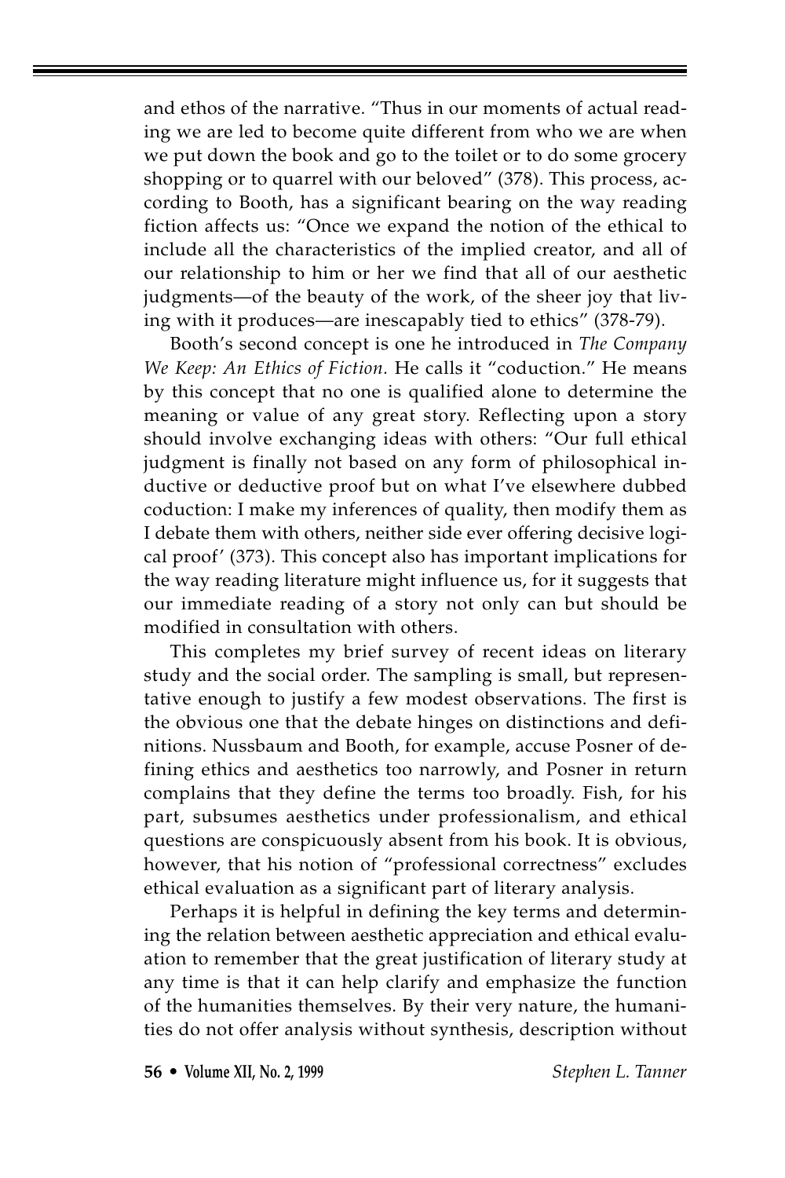and ethos of the narrative. "Thus in our moments of actual reading we are led to become quite different from who we are when we put down the book and go to the toilet or to do some grocery shopping or to quarrel with our beloved" (378). This process, according to Booth, has a significant bearing on the way reading fiction affects us: "Once we expand the notion of the ethical to include all the characteristics of the implied creator, and all of our relationship to him or her we find that all of our aesthetic judgments—of the beauty of the work, of the sheer joy that living with it produces—are inescapably tied to ethics" (378-79).

Booth's second concept is one he introduced in *The Company We Keep: An Ethics of Fiction.* He calls it "coduction." He means by this concept that no one is qualified alone to determine the meaning or value of any great story. Reflecting upon a story should involve exchanging ideas with others: "Our full ethical judgment is finally not based on any form of philosophical inductive or deductive proof but on what I've elsewhere dubbed coduction: I make my inferences of quality, then modify them as I debate them with others, neither side ever offering decisive logical proof' (373). This concept also has important implications for the way reading literature might influence us, for it suggests that our immediate reading of a story not only can but should be modified in consultation with others.

This completes my brief survey of recent ideas on literary study and the social order. The sampling is small, but representative enough to justify a few modest observations. The first is the obvious one that the debate hinges on distinctions and definitions. Nussbaum and Booth, for example, accuse Posner of defining ethics and aesthetics too narrowly, and Posner in return complains that they define the terms too broadly. Fish, for his part, subsumes aesthetics under professionalism, and ethical questions are conspicuously absent from his book. It is obvious, however, that his notion of "professional correctness" excludes ethical evaluation as a significant part of literary analysis.

Perhaps it is helpful in defining the key terms and determining the relation between aesthetic appreciation and ethical evaluation to remember that the great justification of literary study at any time is that it can help clarify and emphasize the function of the humanities themselves. By their very nature, the humanities do not offer analysis without synthesis, description without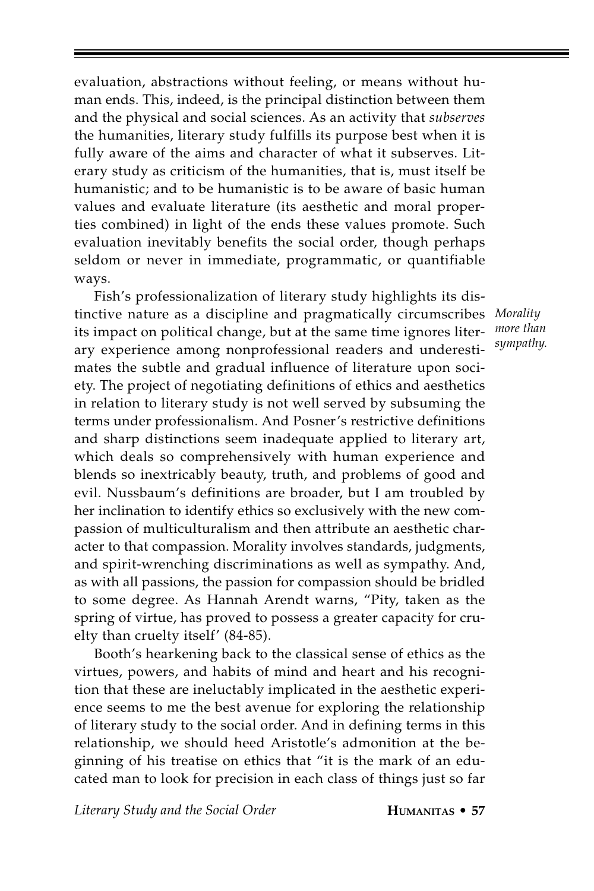evaluation, abstractions without feeling, or means without human ends. This, indeed, is the principal distinction between them and the physical and social sciences. As an activity that *subserves* the humanities, literary study fulfills its purpose best when it is fully aware of the aims and character of what it subserves. Literary study as criticism of the humanities, that is, must itself be humanistic; and to be humanistic is to be aware of basic human values and evaluate literature (its aesthetic and moral properties combined) in light of the ends these values promote. Such evaluation inevitably benefits the social order, though perhaps seldom or never in immediate, programmatic, or quantifiable ways.

*Morality more than sympathy.*

Fish's professionalization of literary study highlights its distinctive nature as a discipline and pragmatically circumscribes its impact on political change, but at the same time ignores literary experience among nonprofessional readers and underestimates the subtle and gradual influence of literature upon society. The project of negotiating definitions of ethics and aesthetics in relation to literary study is not well served by subsuming the terms under professionalism. And Posner's restrictive definitions and sharp distinctions seem inadequate applied to literary art, which deals so comprehensively with human experience and blends so inextricably beauty, truth, and problems of good and evil. Nussbaum's definitions are broader, but I am troubled by her inclination to identify ethics so exclusively with the new compassion of multiculturalism and then attribute an aesthetic character to that compassion. Morality involves standards, judgments, and spirit-wrenching discriminations as well as sympathy. And, as with all passions, the passion for compassion should be bridled to some degree. As Hannah Arendt warns, "Pity, taken as the spring of virtue, has proved to possess a greater capacity for cruelty than cruelty itself' (84-85).

Booth's hearkening back to the classical sense of ethics as the virtues, powers, and habits of mind and heart and his recognition that these are ineluctably implicated in the aesthetic experience seems to me the best avenue for exploring the relationship of literary study to the social order. And in defining terms in this relationship, we should heed Aristotle's admonition at the beginning of his treatise on ethics that "it is the mark of an educated man to look for precision in each class of things just so far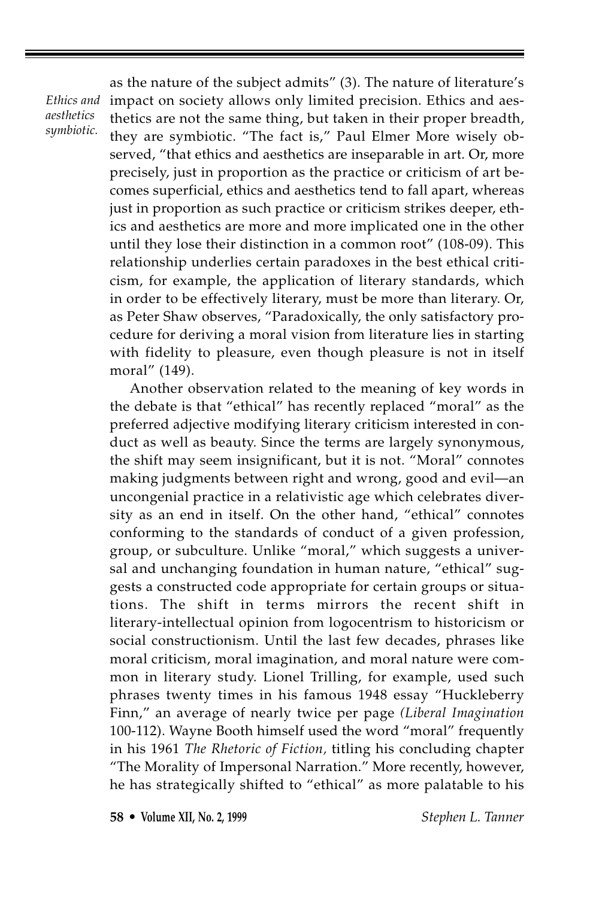as the nature of the subject admits" (3). The nature of literature's impact on society allows only limited precision. Ethics and aesthetics are not the same thing, but taken in their proper breadth, they are symbiotic. "The fact is," Paul Elmer More wisely observed, "that ethics and aesthetics are inseparable in art. Or, more precisely, just in proportion as the practice or criticism of art becomes superficial, ethics and aesthetics tend to fall apart, whereas just in proportion as such practice or criticism strikes deeper, ethics and aesthetics are more and more implicated one in the other until they lose their distinction in a common root" (108-09). This relationship underlies certain paradoxes in the best ethical criticism, for example, the application of literary standards, which in order to be effectively literary, must be more than literary. Or, as Peter Shaw observes, "Paradoxically, the only satisfactory procedure for deriving a moral vision from literature lies in starting with fidelity to pleasure, even though pleasure is not in itself moral" (149).

*Ethics and aesthetics symbiotic.*

Another observation related to the meaning of key words in the debate is that "ethical" has recently replaced "moral" as the preferred adjective modifying literary criticism interested in conduct as well as beauty. Since the terms are largely synonymous, the shift may seem insignificant, but it is not. "Moral" connotes making judgments between right and wrong, good and evil—an uncongenial practice in a relativistic age which celebrates diversity as an end in itself. On the other hand, "ethical" connotes conforming to the standards of conduct of a given profession, group, or subculture. Unlike "moral," which suggests a universal and unchanging foundation in human nature, "ethical" suggests a constructed code appropriate for certain groups or situations. The shift in terms mirrors the recent shift in literary-intellectual opinion from logocentrism to historicism or social constructionism. Until the last few decades, phrases like moral criticism, moral imagination, and moral nature were common in literary study. Lionel Trilling, for example, used such phrases twenty times in his famous 1948 essay "Huckleberry Finn," an average of nearly twice per page *(Liberal Imagination* 100-112). Wayne Booth himself used the word "moral" frequently in his 1961 *The Rhetoric of Fiction,* titling his concluding chapter "The Morality of Impersonal Narration." More recently, however, he has strategically shifted to "ethical" as more palatable to his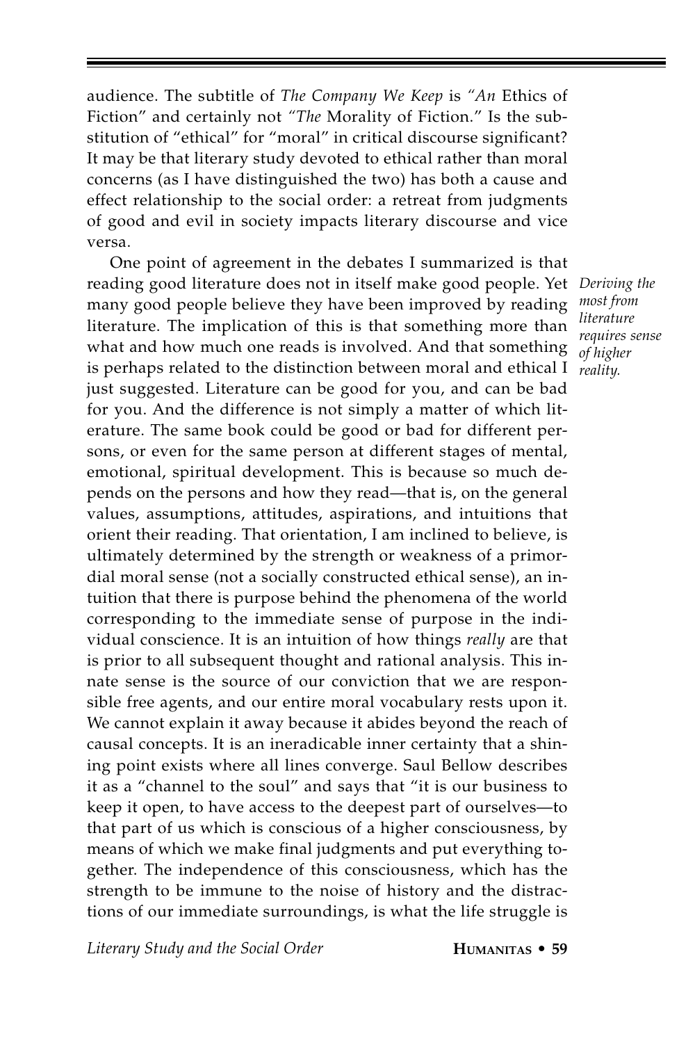audience. The subtitle of *The Company We Keep* is *"An* Ethics of Fiction" and certainly not *"The* Morality of Fiction." Is the substitution of "ethical" for "moral" in critical discourse significant? It may be that literary study devoted to ethical rather than moral concerns (as I have distinguished the two) has both a cause and effect relationship to the social order: a retreat from judgments of good and evil in society impacts literary discourse and vice versa.

*Deriving the most from literature requires sense of higher reality.*

One point of agreement in the debates I summarized is that reading good literature does not in itself make good people. Yet many good people believe they have been improved by reading literature. The implication of this is that something more than what and how much one reads is involved. And that something is perhaps related to the distinction between moral and ethical I just suggested. Literature can be good for you, and can be bad for you. And the difference is not simply a matter of which literature. The same book could be good or bad for different persons, or even for the same person at different stages of mental, emotional, spiritual development. This is because so much depends on the persons and how they read—that is, on the general values, assumptions, attitudes, aspirations, and intuitions that orient their reading. That orientation, I am inclined to believe, is ultimately determined by the strength or weakness of a primordial moral sense (not a socially constructed ethical sense), an intuition that there is purpose behind the phenomena of the world corresponding to the immediate sense of purpose in the individual conscience. It is an intuition of how things *really* are that is prior to all subsequent thought and rational analysis. This innate sense is the source of our conviction that we are responsible free agents, and our entire moral vocabulary rests upon it. We cannot explain it away because it abides beyond the reach of causal concepts. It is an ineradicable inner certainty that a shining point exists where all lines converge. Saul Bellow describes it as a "channel to the soul" and says that "it is our business to keep it open, to have access to the deepest part of ourselves—to that part of us which is conscious of a higher consciousness, by means of which we make final judgments and put everything together. The independence of this consciousness, which has the strength to be immune to the noise of history and the distractions of our immediate surroundings, is what the life struggle is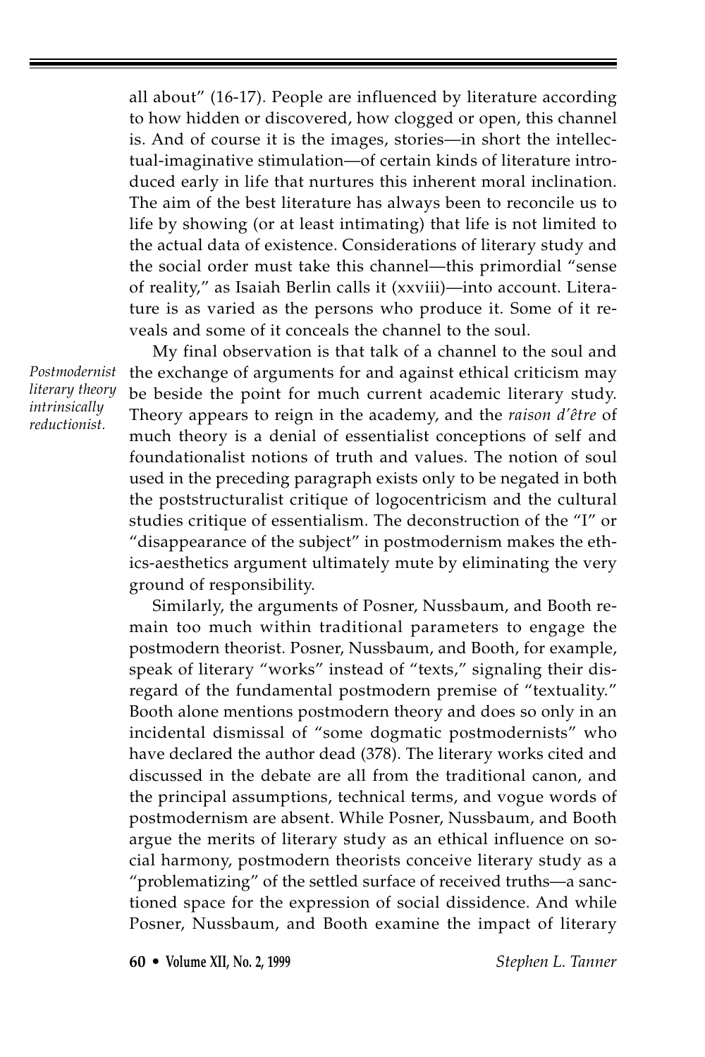all about" (16-17). People are influenced by literature according to how hidden or discovered, how clogged or open, this channel is. And of course it is the images, stories—in short the intellectual-imaginative stimulation—of certain kinds of literature introduced early in life that nurtures this inherent moral inclination. The aim of the best literature has always been to reconcile us to life by showing (or at least intimating) that life is not limited to the actual data of existence. Considerations of literary study and the social order must take this channel—this primordial "sense of reality," as Isaiah Berlin calls it (xxviii)—into account. Literature is as varied as the persons who produce it. Some of it reveals and some of it conceals the channel to the soul.

*Postmodernist literary theory intrinsically reductionist.*

My final observation is that talk of a channel to the soul and the exchange of arguments for and against ethical criticism may be beside the point for much current academic literary study. Theory appears to reign in the academy, and the *raison d'être* of much theory is a denial of essentialist conceptions of self and foundationalist notions of truth and values. The notion of soul used in the preceding paragraph exists only to be negated in both the poststructuralist critique of logocentricism and the cultural studies critique of essentialism. The deconstruction of the "I" or "disappearance of the subject" in postmodernism makes the ethics-aesthetics argument ultimately mute by eliminating the very ground of responsibility.

Similarly, the arguments of Posner, Nussbaum, and Booth remain too much within traditional parameters to engage the postmodern theorist. Posner, Nussbaum, and Booth, for example, speak of literary "works" instead of "texts," signaling their disregard of the fundamental postmodern premise of "textuality." Booth alone mentions postmodern theory and does so only in an incidental dismissal of "some dogmatic postmodernists" who have declared the author dead (378). The literary works cited and discussed in the debate are all from the traditional canon, and the principal assumptions, technical terms, and vogue words of postmodernism are absent. While Posner, Nussbaum, and Booth argue the merits of literary study as an ethical influence on social harmony, postmodern theorists conceive literary study as a "problematizing" of the settled surface of received truths—a sanctioned space for the expression of social dissidence. And while Posner, Nussbaum, and Booth examine the impact of literary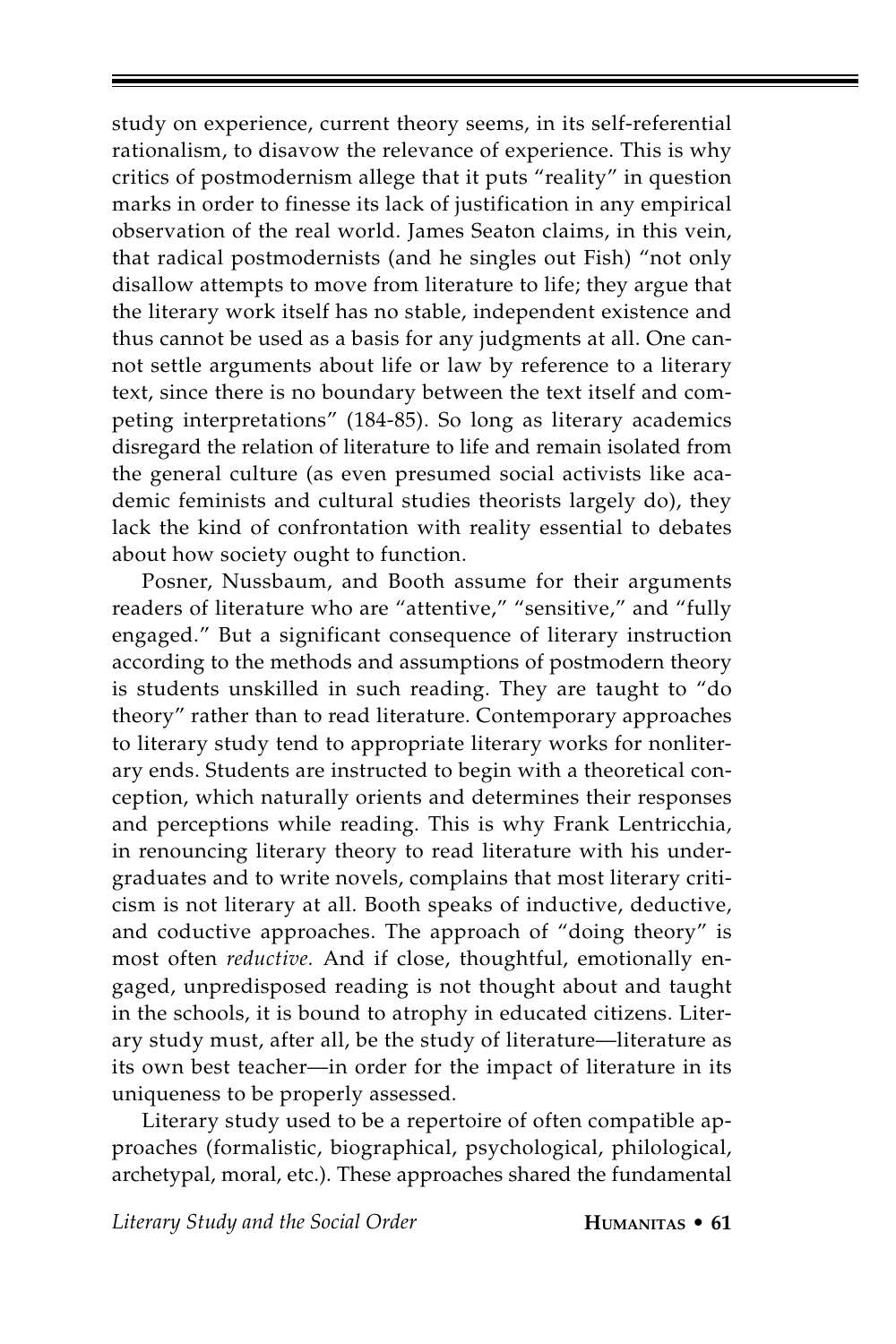study on experience, current theory seems, in its self-referential rationalism, to disavow the relevance of experience. This is why critics of postmodernism allege that it puts "reality" in question marks in order to finesse its lack of justification in any empirical observation of the real world. James Seaton claims, in this vein, that radical postmodernists (and he singles out Fish) "not only disallow attempts to move from literature to life; they argue that the literary work itself has no stable, independent existence and thus cannot be used as a basis for any judgments at all. One cannot settle arguments about life or law by reference to a literary text, since there is no boundary between the text itself and competing interpretations" (184-85). So long as literary academics disregard the relation of literature to life and remain isolated from the general culture (as even presumed social activists like academic feminists and cultural studies theorists largely do), they lack the kind of confrontation with reality essential to debates about how society ought to function.

Posner, Nussbaum, and Booth assume for their arguments readers of literature who are "attentive," "sensitive," and "fully engaged." But a significant consequence of literary instruction according to the methods and assumptions of postmodern theory is students unskilled in such reading. They are taught to "do theory" rather than to read literature. Contemporary approaches to literary study tend to appropriate literary works for nonliterary ends. Students are instructed to begin with a theoretical conception, which naturally orients and determines their responses and perceptions while reading. This is why Frank Lentricchia, in renouncing literary theory to read literature with his undergraduates and to write novels, complains that most literary criticism is not literary at all. Booth speaks of inductive, deductive, and coductive approaches. The approach of "doing theory" is most often *reductive.* And if close, thoughtful, emotionally engaged, unpredisposed reading is not thought about and taught in the schools, it is bound to atrophy in educated citizens. Literary study must, after all, be the study of literature—literature as its own best teacher—in order for the impact of literature in its uniqueness to be properly assessed.

Literary study used to be a repertoire of often compatible approaches (formalistic, biographical, psychological, philological, archetypal, moral, etc.). These approaches shared the fundamental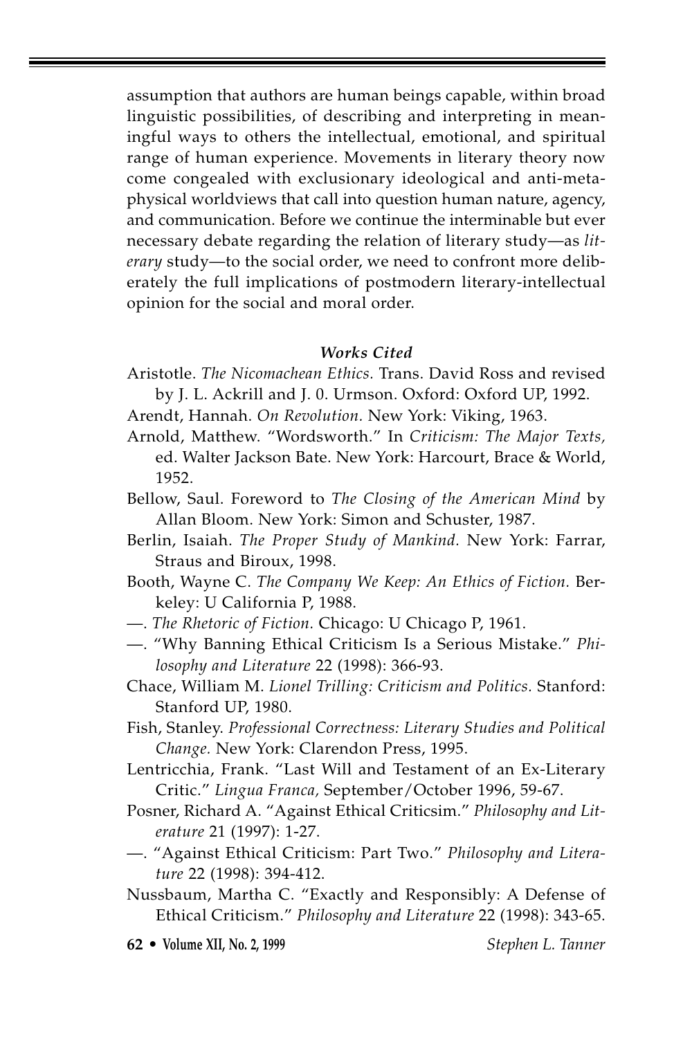assumption that authors are human beings capable, within broad linguistic possibilities, of describing and interpreting in meaningful ways to others the intellectual, emotional, and spiritual range of human experience. Movements in literary theory now come congealed with exclusionary ideological and anti-metaphysical worldviews that call into question human nature, agency, and communication. Before we continue the interminable but ever necessary debate regarding the relation of literary study—as *literary* study—to the social order, we need to confront more deliberately the full implications of postmodern literary-intellectual opinion for the social and moral order.

### *Works Cited*

Aristotle. *The Nicomachean Ethics.* Trans. David Ross and revised by J. L. Ackrill and J. 0. Urmson. Oxford: Oxford UP, 1992.

Arendt, Hannah. *On Revolution.* New York: Viking, 1963.

Arnold, Matthew. "Wordsworth." In *Criticism: The Major Texts,* ed. Walter Jackson Bate. New York: Harcourt, Brace & World, 1952.

Bellow, Saul. Foreword to *The Closing of the American Mind* by Allan Bloom. New York: Simon and Schuster, 1987.

Berlin, Isaiah. *The Proper Study of Mankind.* New York: Farrar, Straus and Biroux, 1998.

Booth, Wayne C. *The Company We Keep: An Ethics of Fiction.* Berkeley: U California P, 1988.

—. *The Rhetoric of Fiction.* Chicago: U Chicago P, 1961.

—. "Why Banning Ethical Criticism Is a Serious Mistake." *Philosophy and Literature* 22 (1998): 366-93.

Chace, William M. *Lionel Trilling: Criticism and Politics.* Stanford: Stanford UP, 1980.

Fish, Stanley. *Professional Correctness: Literary Studies and Political Change.* New York: Clarendon Press, 1995.

Lentricchia, Frank. "Last Will and Testament of an Ex-Literary Critic." *Lingua Franca,* September/October 1996, 59-67.

Posner, Richard A. "Against Ethical Criticsim." *Philosophy and Literature* 21 (1997): 1-27.

—. "Against Ethical Criticism: Part Two." *Philosophy and Literature* 22 (1998): 394-412.

Nussbaum, Martha C. "Exactly and Responsibly: A Defense of Ethical Criticism." *Philosophy and Literature* 22 (1998): 343-65.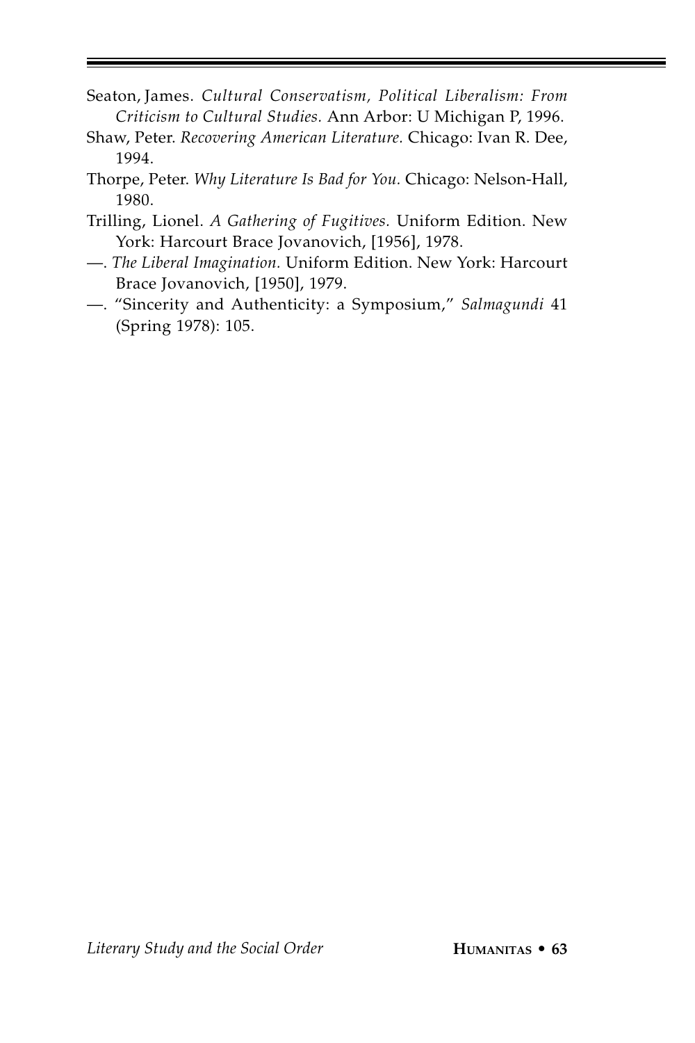Seaton, James. *Cultural Conservatism, Political Liberalism: From Criticism to Cultural Studies.* Ann Arbor: U Michigan P, 1996.

Shaw, Peter. *Recovering American Literature.* Chicago: Ivan R. Dee, 1994.

Thorpe, Peter. *Why Literature Is Bad for You.* Chicago: Nelson-Hall, 1980.

Trilling, Lionel. *A Gathering of Fugitives.* Uniform Edition. New York: Harcourt Brace Jovanovich, [1956], 1978.

—. *The Liberal Imagination.* Uniform Edition. New York: Harcourt Brace Jovanovich, [1950], 1979.

—. "Sincerity and Authenticity: a Symposium," *Salmagundi* 41 (Spring 1978): 105.